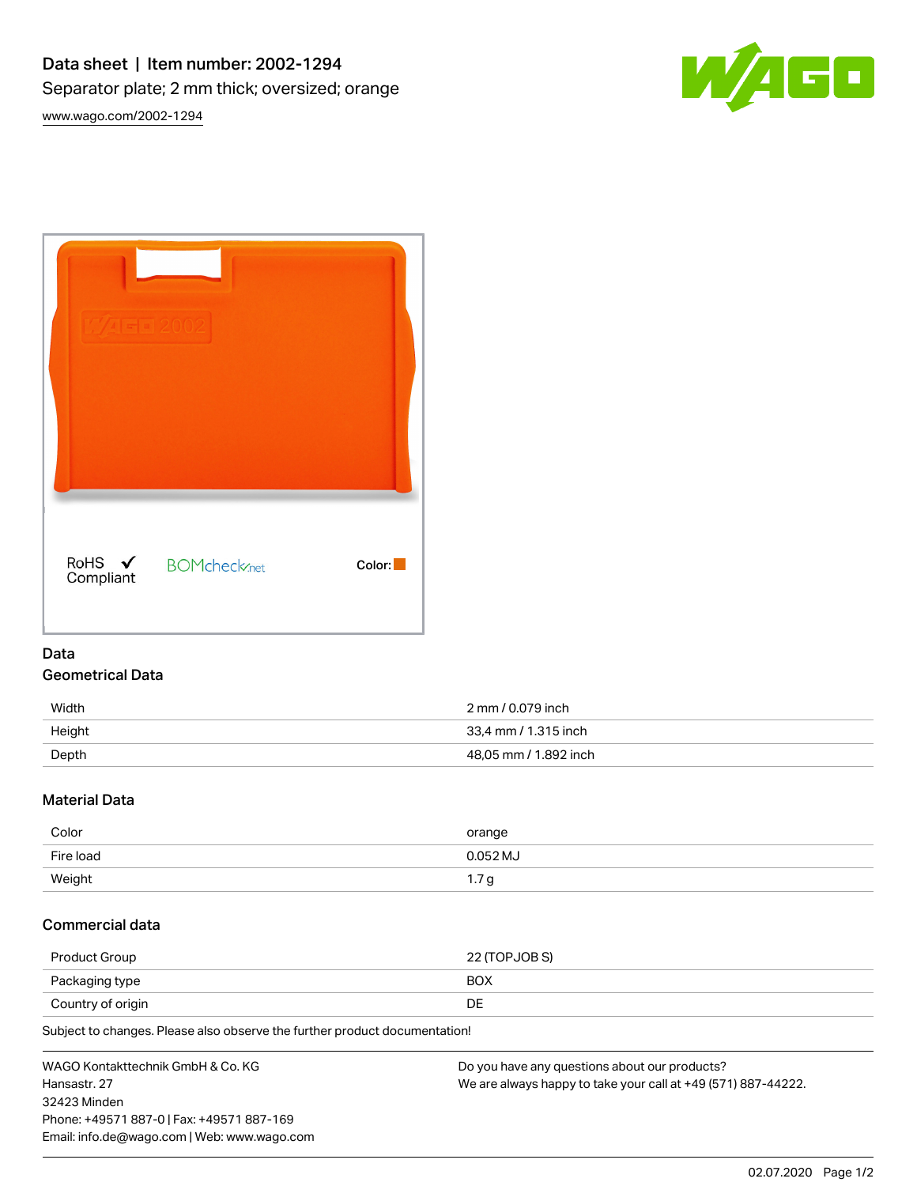# Data sheet | Item number: 2002-1294

Separator plate; 2 mm thick; oversized; orange

www.wago.com/2002-1294

RoHS ✓ Compliant    BOMcheck.net    Color:

## Data

### Geometrical Data

| | |
|---|---|
| Width | 2 mm / 0.079 inch |
| Height | 33,4 mm / 1.315 inch |
| Depth | 48,05 mm / 1.892 inch |

### Material Data

| | |
|---|---|
| Color | orange |
| Fire load | 0.052 MJ |
| Weight | 1.7 g |

### Commercial data

| | |
|---|---|
| Product Group | 22 (TOPJOB S) |
| Packaging type | BOX |
| Country of origin | DE |

Subject to changes. Please also observe the further product documentation!

WAGO Kontakttechnik GmbH & Co. KG
Hansastr. 27
32423 Minden
Phone: +49571 887-0 | Fax: +49571 887-169
Email: info.de@wago.com | Web: www.wago.com

Do you have any questions about our products?
We are always happy to take your call at +49 (571) 887-44222.

02.07.2020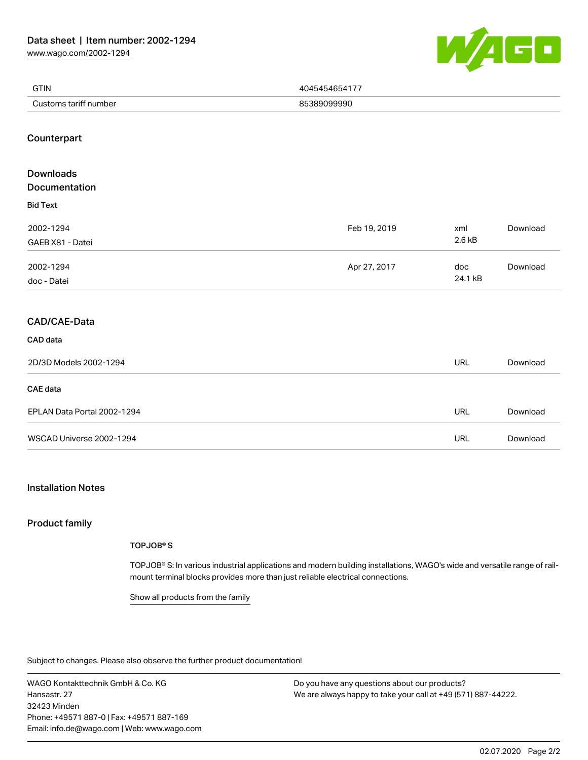| | |
|---|---|
| GTIN | 4045454654177 |
| Customs tariff number | 85389099990 |

## Counterpart

## Downloads
## Documentation

### Bid Text

| | | | |
|---|---|---|---|
| 2002-1294<br>GAEB X81 - Datei | Feb 19, 2019 | xml<br>2.6 kB | Download |
| 2002-1294<br>doc - Datei | Apr 27, 2017 | doc<br>24.1 kB | Download |

## CAD/CAE-Data

### CAD data

| | | |
|---|---|---|
| 2D/3D Models 2002-1294 | URL | Download |

### CAE data

| | | |
|---|---|---|
| EPLAN Data Portal 2002-1294 | URL | Download |
| WSCAD Universe 2002-1294 | URL | Download |

## Installation Notes

## Product family

**TOPJOB® S**

TOPJOB® S: In various industrial applications and modern building installations, WAGO's wide and versatile range of rail-mount terminal blocks provides more than just reliable electrical connections.

Show all products from the family

Subject to changes. Please also observe the further product documentation!

WAGO Kontakttechnik GmbH & Co. KG
Hansastr. 27
32423 Minden
Phone: +49571 887-0 | Fax: +49571 887-169
Email: info.de@wago.com | Web: www.wago.com

Do you have any questions about our products?
We are always happy to take your call at +49 (571) 887-44222.

02.07.2020